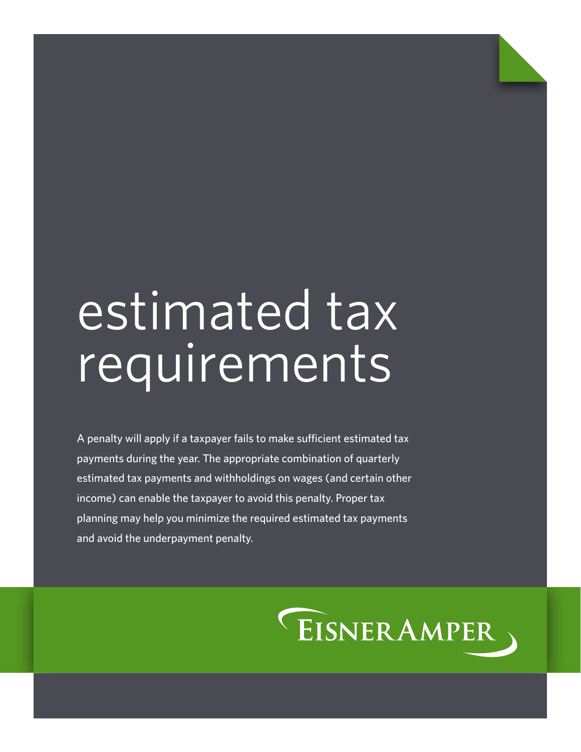# estimated tax requirements

A penalty will apply if a taxpayer fails to make sufficient estimated tax payments during the year. The appropriate combination of quarterly estimated tax payments and withholdings on wages (and certain other income) can enable the taxpayer to avoid this penalty. Proper tax planning may help you minimize the required estimated tax payments and avoid the underpayment penalty.

EISNERAMPER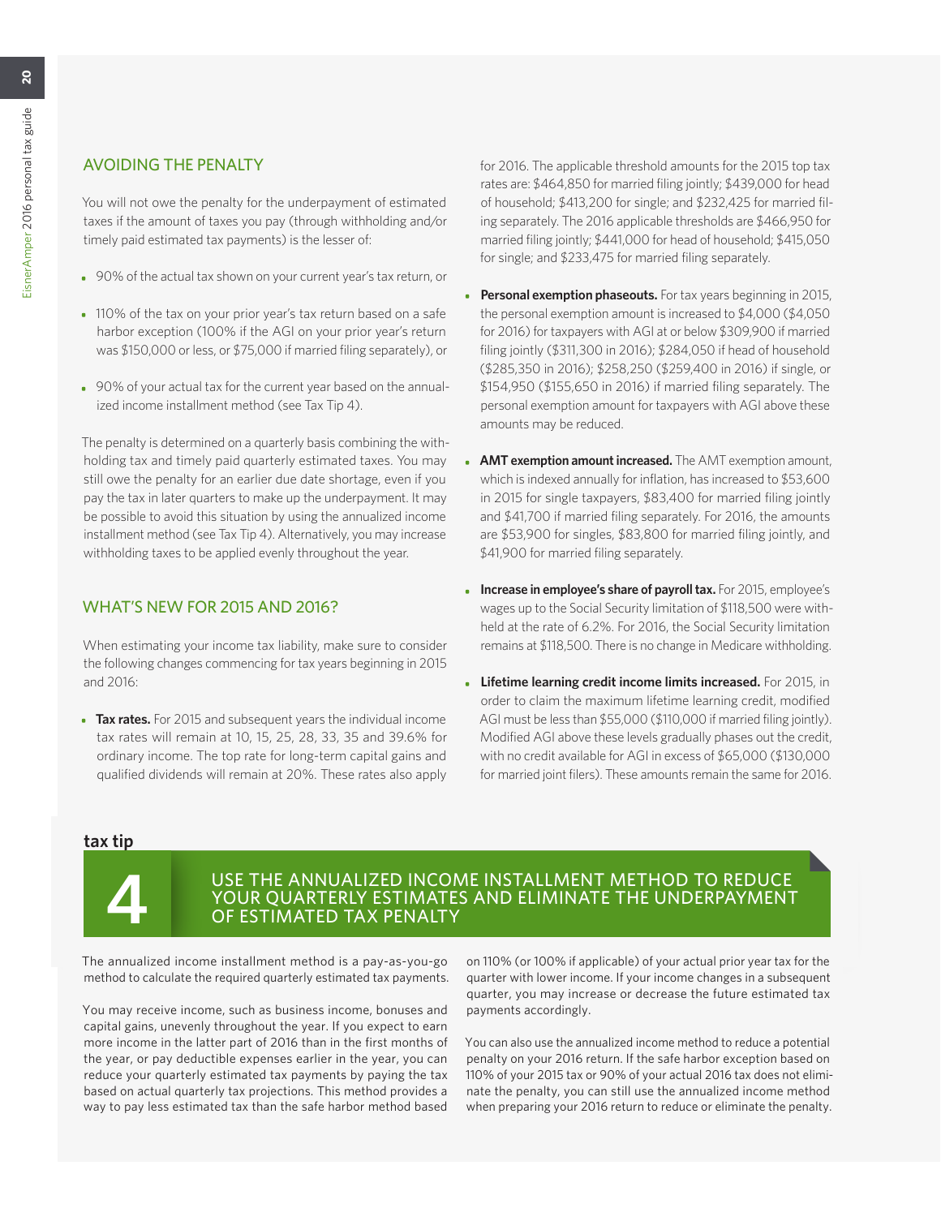## AVOIDING THE PENALTY

You will not owe the penalty for the underpayment of estimated taxes if the amount of taxes you pay (through withholding and/or timely paid estimated tax payments) is the lesser of:

- 90% of the actual tax shown on your current year's tax return, or
- 110% of the tax on your prior year's tax return based on a safe harbor exception (100% if the AGI on your prior year's return was $150,000 or less, or $75,000 if married filing separately), or
- 90% of your actual tax for the current year based on the annualized income installment method (see Tax Tip 4).

The penalty is determined on a quarterly basis combining the withholding tax and timely paid quarterly estimated taxes. You may still owe the penalty for an earlier due date shortage, even if you pay the tax in later quarters to make up the underpayment. It may be possible to avoid this situation by using the annualized income installment method (see Tax Tip 4). Alternatively, you may increase withholding taxes to be applied evenly throughout the year.

## WHAT'S NEW FOR 2015 AND 2016?

When estimating your income tax liability, make sure to consider the following changes commencing for tax years beginning in 2015 and 2016:

- **Tax rates.** For 2015 and subsequent years the individual income tax rates will remain at 10, 15, 25, 28, 33, 35 and 39.6% for ordinary income. The top rate for long-term capital gains and qualified dividends will remain at 20%. These rates also apply for 2016. The applicable threshold amounts for the 2015 top tax rates are: $464,850 for married filing jointly; $439,000 for head of household; $413,200 for single; and $232,425 for married filing separately. The 2016 applicable thresholds are $466,950 for married filing jointly; $441,000 for head of household; $415,050 for single; and $233,475 for married filing separately.
- **Personal exemption phaseouts.** For tax years beginning in 2015, the personal exemption amount is increased to $4,000 ($4,050 for 2016) for taxpayers with AGI at or below $309,900 if married filing jointly ($311,300 in 2016); $284,050 if head of household ($285,350 in 2016); $258,250 ($259,400 in 2016) if single, or $154,950 ($155,650 in 2016) if married filing separately. The personal exemption amount for taxpayers with AGI above these amounts may be reduced.
- **AMT exemption amount increased.** The AMT exemption amount, which is indexed annually for inflation, has increased to $53,600 in 2015 for single taxpayers, $83,400 for married filing jointly and $41,700 if married filing separately. For 2016, the amounts are $53,900 for singles, $83,800 for married filing jointly, and $41,900 for married filing separately.
- **Increase in employee's share of payroll tax.** For 2015, employee's wages up to the Social Security limitation of $118,500 were withheld at the rate of 6.2%. For 2016, the Social Security limitation remains at $118,500. There is no change in Medicare withholding.
- **Lifetime learning credit income limits increased.** For 2015, in order to claim the maximum lifetime learning credit, modified AGI must be less than $55,000 ($110,000 if married filing jointly). Modified AGI above these levels gradually phases out the credit, with no credit available for AGI in excess of $65,000 ($130,000 for married joint filers). These amounts remain the same for 2016.

**tax tip**

## 4 USE THE ANNUALIZED INCOME INSTALLMENT METHOD TO REDUCE YOUR QUARTERLY ESTIMATES AND ELIMINATE THE UNDERPAYMENT OF ESTIMATED TAX PENALTY

The annualized income installment method is a pay-as-you-go method to calculate the required quarterly estimated tax payments.

You may receive income, such as business income, bonuses and capital gains, unevenly throughout the year. If you expect to earn more income in the latter part of 2016 than in the first months of the year, or pay deductible expenses earlier in the year, you can reduce your quarterly estimated tax payments by paying the tax based on actual quarterly tax projections. This method provides a way to pay less estimated tax than the safe harbor method based on 110% (or 100% if applicable) of your actual prior year tax for the quarter with lower income. If your income changes in a subsequent quarter, you may increase or decrease the future estimated tax payments accordingly.

You can also use the annualized income method to reduce a potential penalty on your 2016 return. If the safe harbor exception based on 110% of your 2015 tax or 90% of your actual 2016 tax does not eliminate the penalty, you can still use the annualized income method when preparing your 2016 return to reduce or eliminate the penalty.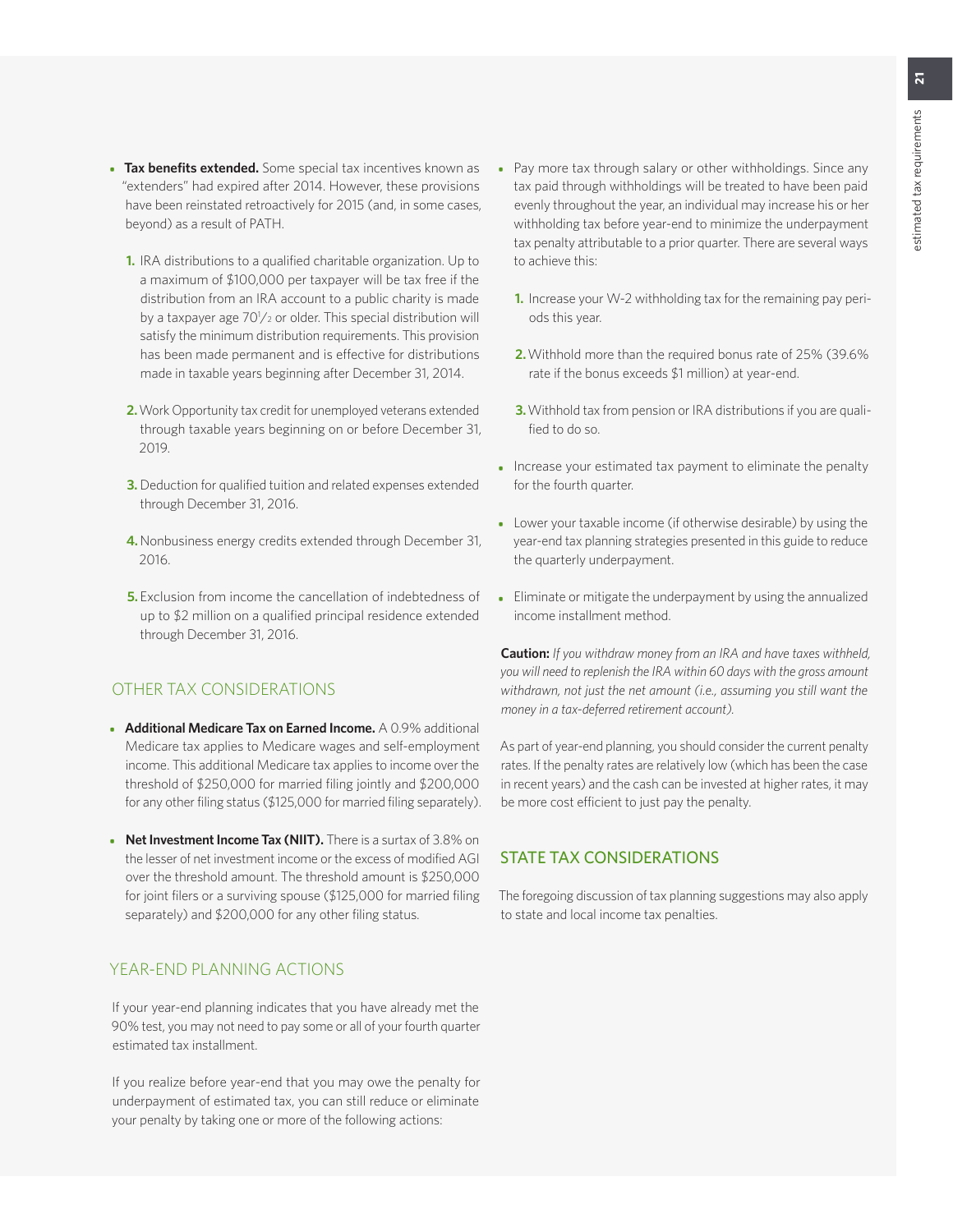- **Tax benefits extended.** Some special tax incentives known as "extenders" had expired after 2014. However, these provisions have been reinstated retroactively for 2015 (and, in some cases, beyond) as a result of PATH.

  1. IRA distributions to a qualified charitable organization. Up to a maximum of $100,000 per taxpayer will be tax free if the distribution from an IRA account to a public charity is made by a taxpayer age 70½ or older. This special distribution will satisfy the minimum distribution requirements. This provision has been made permanent and is effective for distributions made in taxable years beginning after December 31, 2014.
  2. Work Opportunity tax credit for unemployed veterans extended through taxable years beginning on or before December 31, 2019.
  3. Deduction for qualified tuition and related expenses extended through December 31, 2016.
  4. Nonbusiness energy credits extended through December 31, 2016.
  5. Exclusion from income the cancellation of indebtedness of up to $2 million on a qualified principal residence extended through December 31, 2016.

## OTHER TAX CONSIDERATIONS

- **Additional Medicare Tax on Earned Income.** A 0.9% additional Medicare tax applies to Medicare wages and self-employment income. This additional Medicare tax applies to income over the threshold of $250,000 for married filing jointly and $200,000 for any other filing status ($125,000 for married filing separately).

- **Net Investment Income Tax (NIIT).** There is a surtax of 3.8% on the lesser of net investment income or the excess of modified AGI over the threshold amount. The threshold amount is $250,000 for joint filers or a surviving spouse ($125,000 for married filing separately) and $200,000 for any other filing status.

## YEAR-END PLANNING ACTIONS

If your year-end planning indicates that you have already met the 90% test, you may not need to pay some or all of your fourth quarter estimated tax installment.

If you realize before year-end that you may owe the penalty for underpayment of estimated tax, you can still reduce or eliminate your penalty by taking one or more of the following actions:

- Pay more tax through salary or other withholdings. Since any tax paid through withholdings will be treated to have been paid evenly throughout the year, an individual may increase his or her withholding tax before year-end to minimize the underpayment tax penalty attributable to a prior quarter. There are several ways to achieve this:

  1. Increase your W-2 withholding tax for the remaining pay periods this year.
  2. Withhold more than the required bonus rate of 25% (39.6% rate if the bonus exceeds $1 million) at year-end.
  3. Withhold tax from pension or IRA distributions if you are qualified to do so.

- Increase your estimated tax payment to eliminate the penalty for the fourth quarter.

- Lower your taxable income (if otherwise desirable) by using the year-end tax planning strategies presented in this guide to reduce the quarterly underpayment.

- Eliminate or mitigate the underpayment by using the annualized income installment method.

**Caution:** *If you withdraw money from an IRA and have taxes withheld, you will need to replenish the IRA within 60 days with the gross amount withdrawn, not just the net amount (i.e., assuming you still want the money in a tax-deferred retirement account).*

As part of year-end planning, you should consider the current penalty rates. If the penalty rates are relatively low (which has been the case in recent years) and the cash can be invested at higher rates, it may be more cost efficient to just pay the penalty.

## STATE TAX CONSIDERATIONS

The foregoing discussion of tax planning suggestions may also apply to state and local income tax penalties.